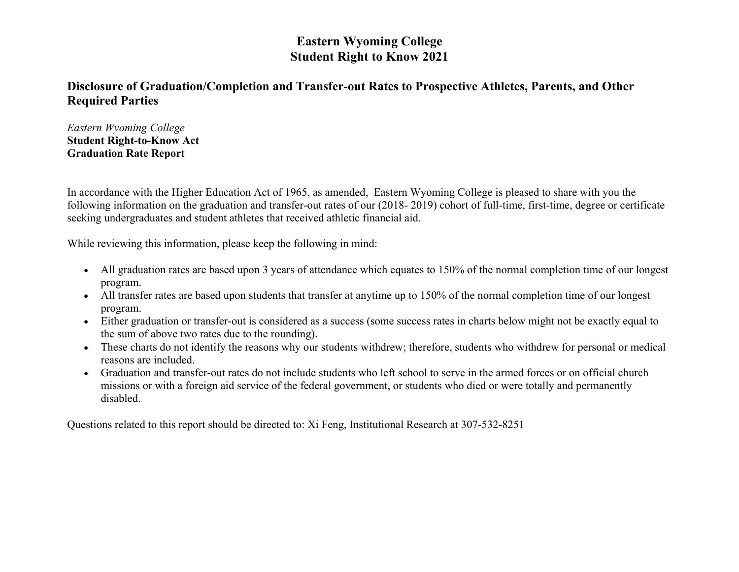# Eastern Wyoming College
# Student Right to Know 2021

## Disclosure of Graduation/Completion and Transfer-out Rates to Prospective Athletes, Parents, and Other Required Parties

*Eastern Wyoming College*
**Student Right-to-Know Act**
**Graduation Rate Report**

In accordance with the Higher Education Act of 1965, as amended, Eastern Wyoming College is pleased to share with you the following information on the graduation and transfer-out rates of our (2018- 2019) cohort of full-time, first-time, degree or certificate seeking undergraduates and student athletes that received athletic financial aid.

While reviewing this information, please keep the following in mind:

- All graduation rates are based upon 3 years of attendance which equates to 150% of the normal completion time of our longest program.
- All transfer rates are based upon students that transfer at anytime up to 150% of the normal completion time of our longest program.
- Either graduation or transfer-out is considered as a success (some success rates in charts below might not be exactly equal to the sum of above two rates due to the rounding).
- These charts do not identify the reasons why our students withdrew; therefore, students who withdrew for personal or medical reasons are included.
- Graduation and transfer-out rates do not include students who left school to serve in the armed forces or on official church missions or with a foreign aid service of the federal government, or students who died or were totally and permanently disabled.

Questions related to this report should be directed to: Xi Feng, Institutional Research at 307-532-8251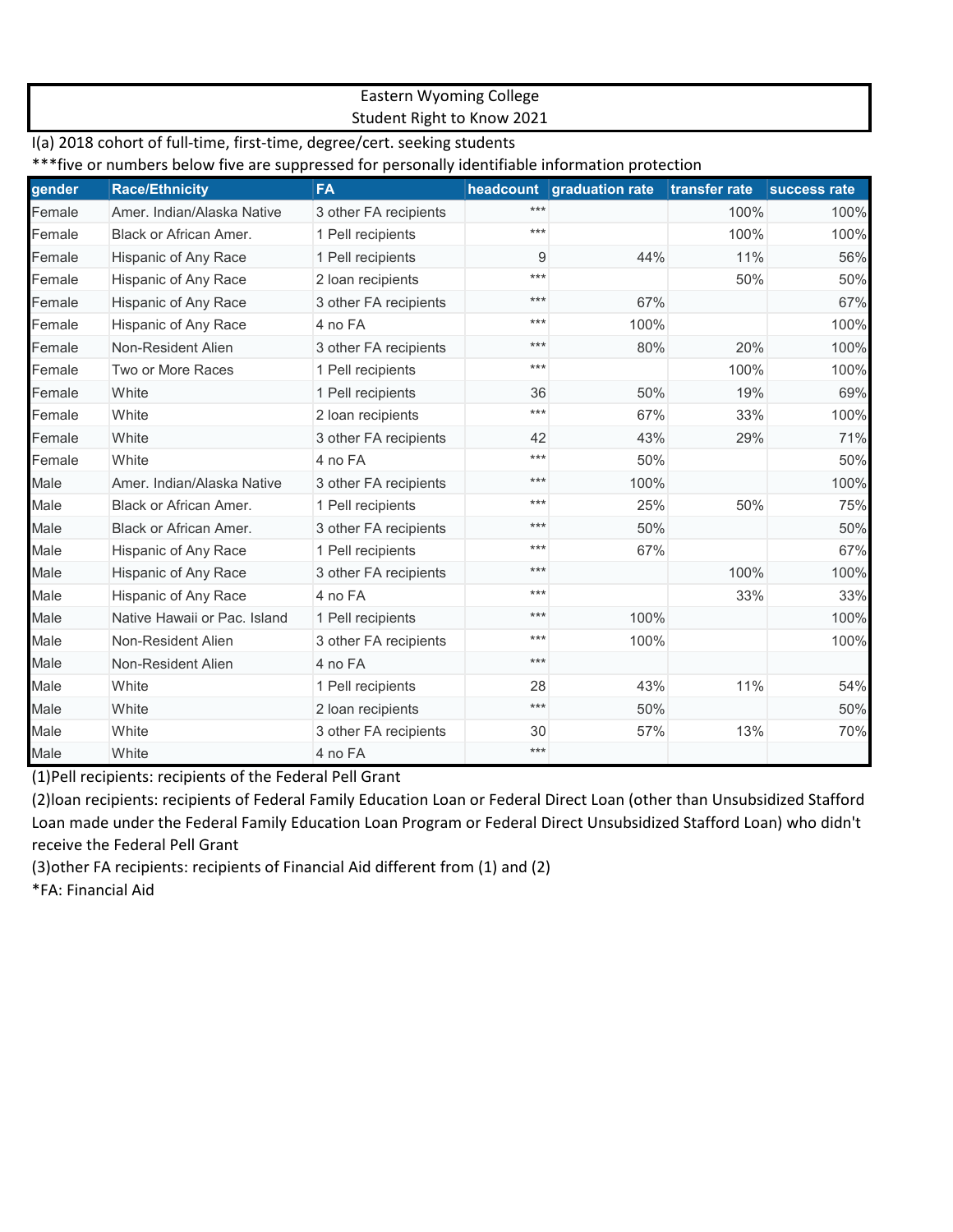Eastern Wyoming College
Student Right to Know 2021

I(a) 2018 cohort of full-time, first-time, degree/cert. seeking students

***five or numbers below five are suppressed for personally identifiable information protection

| gender | Race/Ethnicity | FA | headcount | graduation rate | transfer rate | success rate |
|---|---|---|---|---|---|---|
| Female | Amer. Indian/Alaska Native | 3 other FA recipients | *** | | 100% | 100% |
| Female | Black or African Amer. | 1 Pell recipients | *** | | 100% | 100% |
| Female | Hispanic of Any Race | 1 Pell recipients | 9 | 44% | 11% | 56% |
| Female | Hispanic of Any Race | 2 loan recipients | *** | | 50% | 50% |
| Female | Hispanic of Any Race | 3 other FA recipients | *** | 67% | | 67% |
| Female | Hispanic of Any Race | 4 no FA | *** | 100% | | 100% |
| Female | Non-Resident Alien | 3 other FA recipients | *** | 80% | 20% | 100% |
| Female | Two or More Races | 1 Pell recipients | *** | | 100% | 100% |
| Female | White | 1 Pell recipients | 36 | 50% | 19% | 69% |
| Female | White | 2 loan recipients | *** | 67% | 33% | 100% |
| Female | White | 3 other FA recipients | 42 | 43% | 29% | 71% |
| Female | White | 4 no FA | *** | 50% | | 50% |
| Male | Amer. Indian/Alaska Native | 3 other FA recipients | *** | 100% | | 100% |
| Male | Black or African Amer. | 1 Pell recipients | *** | 25% | 50% | 75% |
| Male | Black or African Amer. | 3 other FA recipients | *** | 50% | | 50% |
| Male | Hispanic of Any Race | 1 Pell recipients | *** | 67% | | 67% |
| Male | Hispanic of Any Race | 3 other FA recipients | *** | | 100% | 100% |
| Male | Hispanic of Any Race | 4 no FA | *** | | 33% | 33% |
| Male | Native Hawaii or Pac. Island | 1 Pell recipients | *** | 100% | | 100% |
| Male | Non-Resident Alien | 3 other FA recipients | *** | 100% | | 100% |
| Male | Non-Resident Alien | 4 no FA | *** | | | |
| Male | White | 1 Pell recipients | 28 | 43% | 11% | 54% |
| Male | White | 2 loan recipients | *** | 50% | | 50% |
| Male | White | 3 other FA recipients | 30 | 57% | 13% | 70% |
| Male | White | 4 no FA | *** | | | |

(1)Pell recipients: recipients of the Federal Pell Grant

(2)loan recipients: recipients of Federal Family Education Loan or Federal Direct Loan (other than Unsubsidized Stafford Loan made under the Federal Family Education Loan Program or Federal Direct Unsubsidized Stafford Loan) who didn't receive the Federal Pell Grant

(3)other FA recipients: recipients of Financial Aid different from (1) and (2)

*FA: Financial Aid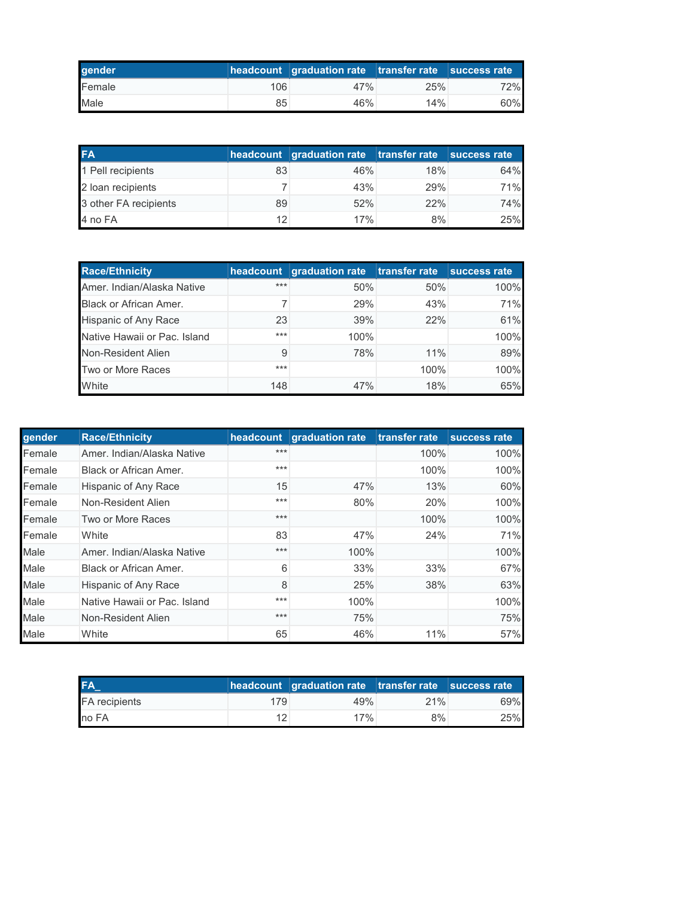| gender | headcount | graduation rate | transfer rate | success rate |
| --- | --- | --- | --- | --- |
| Female | 106 | 47% | 25% | 72% |
| Male | 85 | 46% | 14% | 60% |

| FA | headcount | graduation rate | transfer rate | success rate |
| --- | --- | --- | --- | --- |
| 1 Pell recipients | 83 | 46% | 18% | 64% |
| 2 loan recipients | 7 | 43% | 29% | 71% |
| 3 other FA recipients | 89 | 52% | 22% | 74% |
| 4 no FA | 12 | 17% | 8% | 25% |

| Race/Ethnicity | headcount | graduation rate | transfer rate | success rate |
| --- | --- | --- | --- | --- |
| Amer. Indian/Alaska Native | *** | 50% | 50% | 100% |
| Black or African Amer. | 7 | 29% | 43% | 71% |
| Hispanic of Any Race | 23 | 39% | 22% | 61% |
| Native Hawaii or Pac. Island | *** | 100% |  | 100% |
| Non-Resident Alien | 9 | 78% | 11% | 89% |
| Two or More Races | *** |  | 100% | 100% |
| White | 148 | 47% | 18% | 65% |

| gender | Race/Ethnicity | headcount | graduation rate | transfer rate | success rate |
| --- | --- | --- | --- | --- | --- |
| Female | Amer. Indian/Alaska Native | *** |  | 100% | 100% |
| Female | Black or African Amer. | *** |  | 100% | 100% |
| Female | Hispanic of Any Race | 15 | 47% | 13% | 60% |
| Female | Non-Resident Alien | *** | 80% | 20% | 100% |
| Female | Two or More Races | *** |  | 100% | 100% |
| Female | White | 83 | 47% | 24% | 71% |
| Male | Amer. Indian/Alaska Native | *** | 100% |  | 100% |
| Male | Black or African Amer. | 6 | 33% | 33% | 67% |
| Male | Hispanic of Any Race | 8 | 25% | 38% | 63% |
| Male | Native Hawaii or Pac. Island | *** | 100% |  | 100% |
| Male | Non-Resident Alien | *** | 75% |  | 75% |
| Male | White | 65 | 46% | 11% | 57% |

| FA_ | headcount | graduation rate | transfer rate | success rate |
| --- | --- | --- | --- | --- |
| FA recipients | 179 | 49% | 21% | 69% |
| no FA | 12 | 17% | 8% | 25% |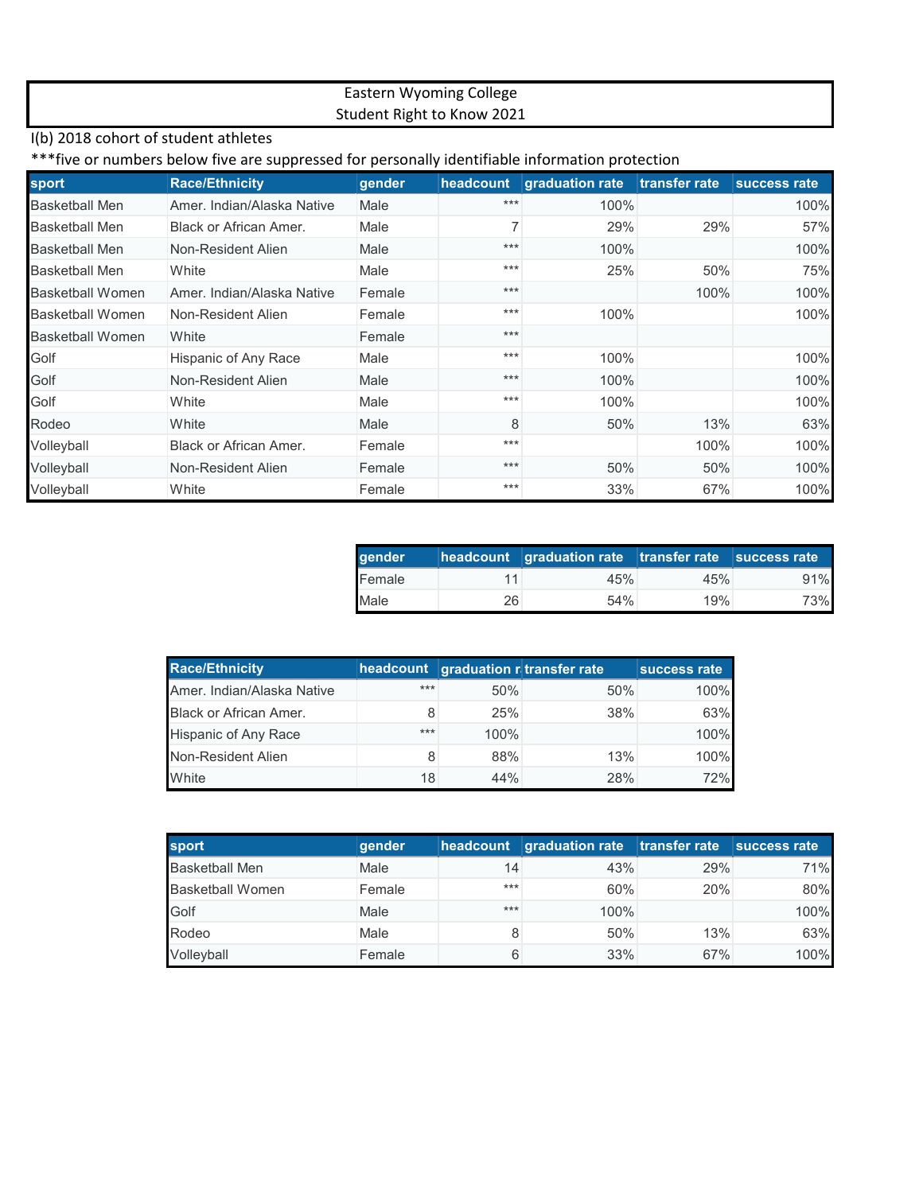Eastern Wyoming College
Student Right to Know 2021

I(b) 2018 cohort of student athletes

***five or numbers below five are suppressed for personally identifiable information protection

| sport | Race/Ethnicity | gender | headcount | graduation rate | transfer rate | success rate |
|---|---|---|---|---|---|---|
| Basketball Men | Amer. Indian/Alaska Native | Male | *** | 100% | | 100% |
| Basketball Men | Black or African Amer. | Male | 7 | 29% | 29% | 57% |
| Basketball Men | Non-Resident Alien | Male | *** | 100% | | 100% |
| Basketball Men | White | Male | *** | 25% | 50% | 75% |
| Basketball Women | Amer. Indian/Alaska Native | Female | *** | | 100% | 100% |
| Basketball Women | Non-Resident Alien | Female | *** | 100% | | 100% |
| Basketball Women | White | Female | *** | | | |
| Golf | Hispanic of Any Race | Male | *** | 100% | | 100% |
| Golf | Non-Resident Alien | Male | *** | 100% | | 100% |
| Golf | White | Male | *** | 100% | | 100% |
| Rodeo | White | Male | 8 | 50% | 13% | 63% |
| Volleyball | Black or African Amer. | Female | *** | | 100% | 100% |
| Volleyball | Non-Resident Alien | Female | *** | 50% | 50% | 100% |
| Volleyball | White | Female | *** | 33% | 67% | 100% |

| gender | headcount | graduation rate | transfer rate | success rate |
|---|---|---|---|---|
| Female | 11 | 45% | 45% | 91% |
| Male | 26 | 54% | 19% | 73% |

| Race/Ethnicity | headcount | graduation r | transfer rate | success rate |
|---|---|---|---|---|
| Amer. Indian/Alaska Native | *** | 50% | 50% | 100% |
| Black or African Amer. | 8 | 25% | 38% | 63% |
| Hispanic of Any Race | *** | 100% | | 100% |
| Non-Resident Alien | 8 | 88% | 13% | 100% |
| White | 18 | 44% | 28% | 72% |

| sport | gender | headcount | graduation rate | transfer rate | success rate |
|---|---|---|---|---|---|
| Basketball Men | Male | 14 | 43% | 29% | 71% |
| Basketball Women | Female | *** | 60% | 20% | 80% |
| Golf | Male | *** | 100% | | 100% |
| Rodeo | Male | 8 | 50% | 13% | 63% |
| Volleyball | Female | 6 | 33% | 67% | 100% |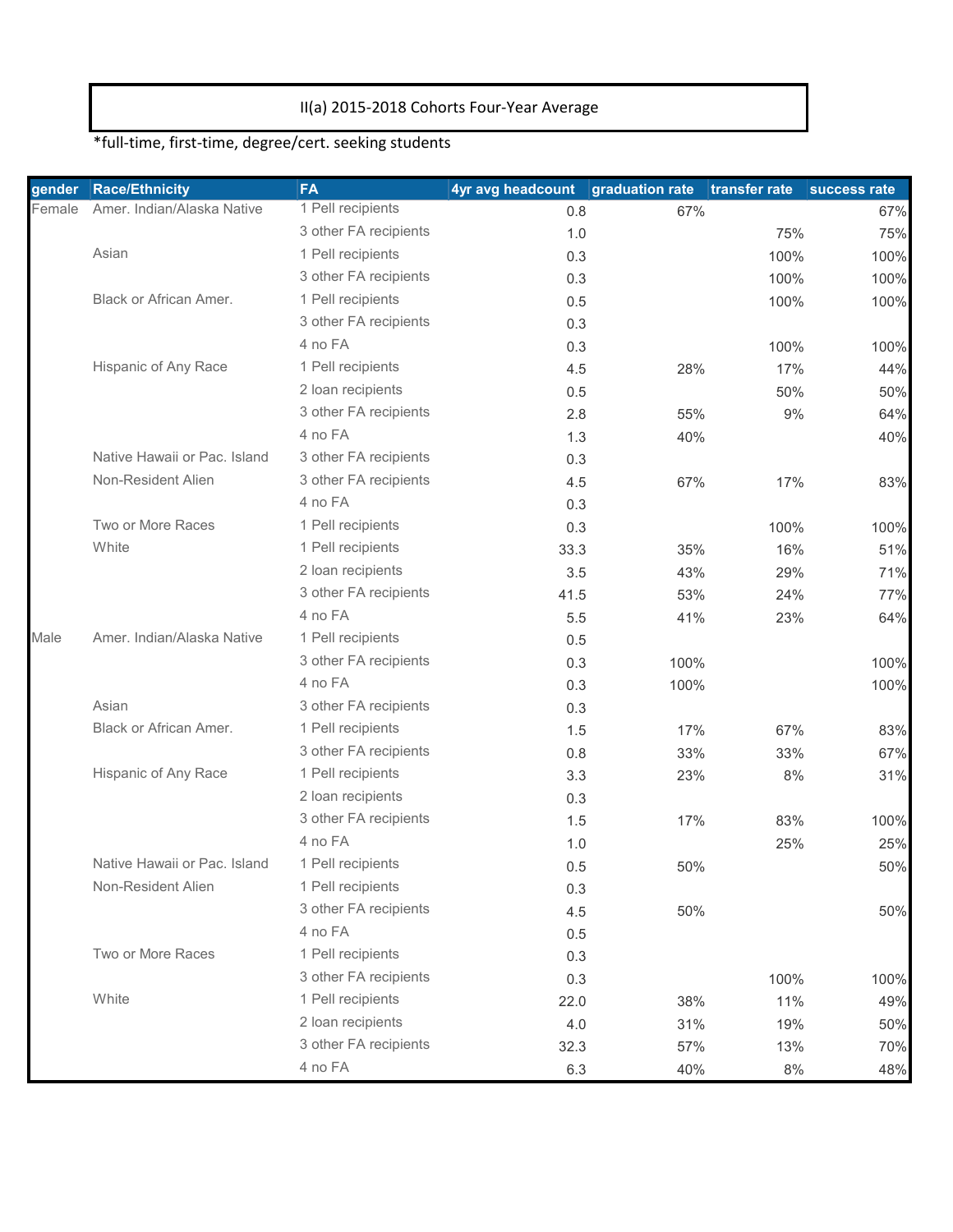II(a) 2015-2018 Cohorts Four-Year Average

*full-time, first-time, degree/cert. seeking students

| gender | Race/Ethnicity | FA | 4yr avg headcount | graduation rate | transfer rate | success rate |
|---|---|---|---|---|---|---|
| Female | Amer. Indian/Alaska Native | 1 Pell recipients | 0.8 | 67% | | 67% |
| | | 3 other FA recipients | 1.0 | | 75% | 75% |
| | Asian | 1 Pell recipients | 0.3 | | 100% | 100% |
| | | 3 other FA recipients | 0.3 | | 100% | 100% |
| | Black or African Amer. | 1 Pell recipients | 0.5 | | 100% | 100% |
| | | 3 other FA recipients | 0.3 | | | |
| | | 4 no FA | 0.3 | | 100% | 100% |
| | Hispanic of Any Race | 1 Pell recipients | 4.5 | 28% | 17% | 44% |
| | | 2 loan recipients | 0.5 | | 50% | 50% |
| | | 3 other FA recipients | 2.8 | 55% | 9% | 64% |
| | | 4 no FA | 1.3 | 40% | | 40% |
| | Native Hawaii or Pac. Island | 3 other FA recipients | 0.3 | | | |
| | Non-Resident Alien | 3 other FA recipients | 4.5 | 67% | 17% | 83% |
| | | 4 no FA | 0.3 | | | |
| | Two or More Races | 1 Pell recipients | 0.3 | | 100% | 100% |
| | White | 1 Pell recipients | 33.3 | 35% | 16% | 51% |
| | | 2 loan recipients | 3.5 | 43% | 29% | 71% |
| | | 3 other FA recipients | 41.5 | 53% | 24% | 77% |
| | | 4 no FA | 5.5 | 41% | 23% | 64% |
| Male | Amer. Indian/Alaska Native | 1 Pell recipients | 0.5 | | | |
| | | 3 other FA recipients | 0.3 | 100% | | 100% |
| | | 4 no FA | 0.3 | 100% | | 100% |
| | Asian | 3 other FA recipients | 0.3 | | | |
| | Black or African Amer. | 1 Pell recipients | 1.5 | 17% | 67% | 83% |
| | | 3 other FA recipients | 0.8 | 33% | 33% | 67% |
| | Hispanic of Any Race | 1 Pell recipients | 3.3 | 23% | 8% | 31% |
| | | 2 loan recipients | 0.3 | | | |
| | | 3 other FA recipients | 1.5 | 17% | 83% | 100% |
| | | 4 no FA | 1.0 | | 25% | 25% |
| | Native Hawaii or Pac. Island | 1 Pell recipients | 0.5 | 50% | | 50% |
| | Non-Resident Alien | 1 Pell recipients | 0.3 | | | |
| | | 3 other FA recipients | 4.5 | 50% | | 50% |
| | | 4 no FA | 0.5 | | | |
| | Two or More Races | 1 Pell recipients | 0.3 | | | |
| | | 3 other FA recipients | 0.3 | | 100% | 100% |
| | White | 1 Pell recipients | 22.0 | 38% | 11% | 49% |
| | | 2 loan recipients | 4.0 | 31% | 19% | 50% |
| | | 3 other FA recipients | 32.3 | 57% | 13% | 70% |
| | | 4 no FA | 6.3 | 40% | 8% | 48% |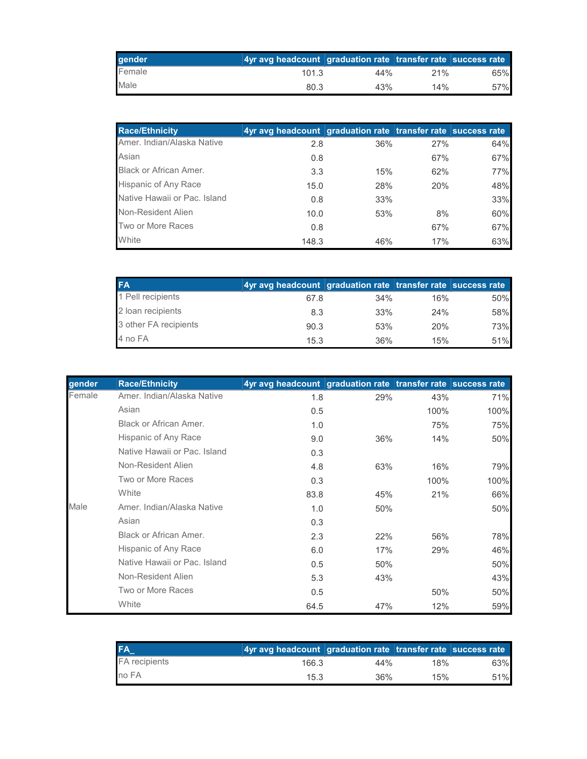| gender | 4yr avg headcount | graduation rate | transfer rate | success rate |
|---|---|---|---|---|
| Female | 101.3 | 44% | 21% | 65% |
| Male | 80.3 | 43% | 14% | 57% |

| Race/Ethnicity | 4yr avg headcount | graduation rate | transfer rate | success rate |
|---|---|---|---|---|
| Amer. Indian/Alaska Native | 2.8 | 36% | 27% | 64% |
| Asian | 0.8 | | 67% | 67% |
| Black or African Amer. | 3.3 | 15% | 62% | 77% |
| Hispanic of Any Race | 15.0 | 28% | 20% | 48% |
| Native Hawaii or Pac. Island | 0.8 | 33% | | 33% |
| Non-Resident Alien | 10.0 | 53% | 8% | 60% |
| Two or More Races | 0.8 | | 67% | 67% |
| White | 148.3 | 46% | 17% | 63% |

| FA | 4yr avg headcount | graduation rate | transfer rate | success rate |
|---|---|---|---|---|
| 1 Pell recipients | 67.8 | 34% | 16% | 50% |
| 2 loan recipients | 8.3 | 33% | 24% | 58% |
| 3 other FA recipients | 90.3 | 53% | 20% | 73% |
| 4 no FA | 15.3 | 36% | 15% | 51% |

| gender | Race/Ethnicity | 4yr avg headcount | graduation rate | transfer rate | success rate |
|---|---|---|---|---|---|
| Female | Amer. Indian/Alaska Native | 1.8 | 29% | 43% | 71% |
| | Asian | 0.5 | | 100% | 100% |
| | Black or African Amer. | 1.0 | | 75% | 75% |
| | Hispanic of Any Race | 9.0 | 36% | 14% | 50% |
| | Native Hawaii or Pac. Island | 0.3 | | | |
| | Non-Resident Alien | 4.8 | 63% | 16% | 79% |
| | Two or More Races | 0.3 | | 100% | 100% |
| | White | 83.8 | 45% | 21% | 66% |
| Male | Amer. Indian/Alaska Native | 1.0 | 50% | | 50% |
| | Asian | 0.3 | | | |
| | Black or African Amer. | 2.3 | 22% | 56% | 78% |
| | Hispanic of Any Race | 6.0 | 17% | 29% | 46% |
| | Native Hawaii or Pac. Island | 0.5 | 50% | | 50% |
| | Non-Resident Alien | 5.3 | 43% | | 43% |
| | Two or More Races | 0.5 | | 50% | 50% |
| | White | 64.5 | 47% | 12% | 59% |

| FA_ | 4yr avg headcount | graduation rate | transfer rate | success rate |
|---|---|---|---|---|
| FA recipients | 166.3 | 44% | 18% | 63% |
| no FA | 15.3 | 36% | 15% | 51% |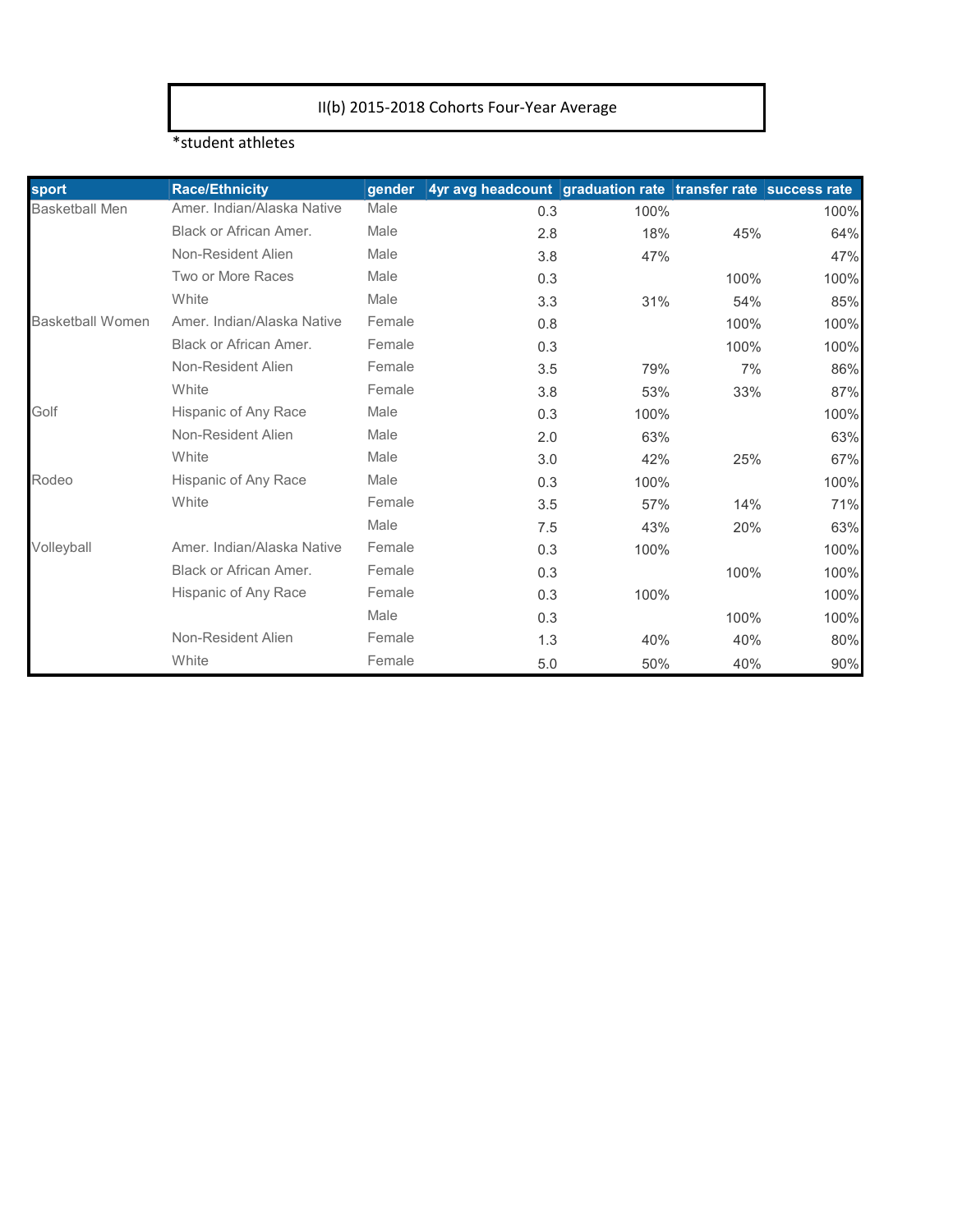II(b) 2015-2018 Cohorts Four-Year Average

*student athletes

| sport | Race/Ethnicity | gender | 4yr avg headcount | graduation rate | transfer rate | success rate |
|---|---|---|---|---|---|---|
| Basketball Men | Amer. Indian/Alaska Native | Male | 0.3 | 100% | | 100% |
| | Black or African Amer. | Male | 2.8 | 18% | 45% | 64% |
| | Non-Resident Alien | Male | 3.8 | 47% | | 47% |
| | Two or More Races | Male | 0.3 | | 100% | 100% |
| | White | Male | 3.3 | 31% | 54% | 85% |
| Basketball Women | Amer. Indian/Alaska Native | Female | 0.8 | | 100% | 100% |
| | Black or African Amer. | Female | 0.3 | | 100% | 100% |
| | Non-Resident Alien | Female | 3.5 | 79% | 7% | 86% |
| | White | Female | 3.8 | 53% | 33% | 87% |
| Golf | Hispanic of Any Race | Male | 0.3 | 100% | | 100% |
| | Non-Resident Alien | Male | 2.0 | 63% | | 63% |
| | White | Male | 3.0 | 42% | 25% | 67% |
| Rodeo | Hispanic of Any Race | Male | 0.3 | 100% | | 100% |
| | White | Female | 3.5 | 57% | 14% | 71% |
| | | Male | 7.5 | 43% | 20% | 63% |
| Volleyball | Amer. Indian/Alaska Native | Female | 0.3 | 100% | | 100% |
| | Black or African Amer. | Female | 0.3 | | 100% | 100% |
| | Hispanic of Any Race | Female | 0.3 | 100% | | 100% |
| | | Male | 0.3 | | 100% | 100% |
| | Non-Resident Alien | Female | 1.3 | 40% | 40% | 80% |
| | White | Female | 5.0 | 50% | 40% | 90% |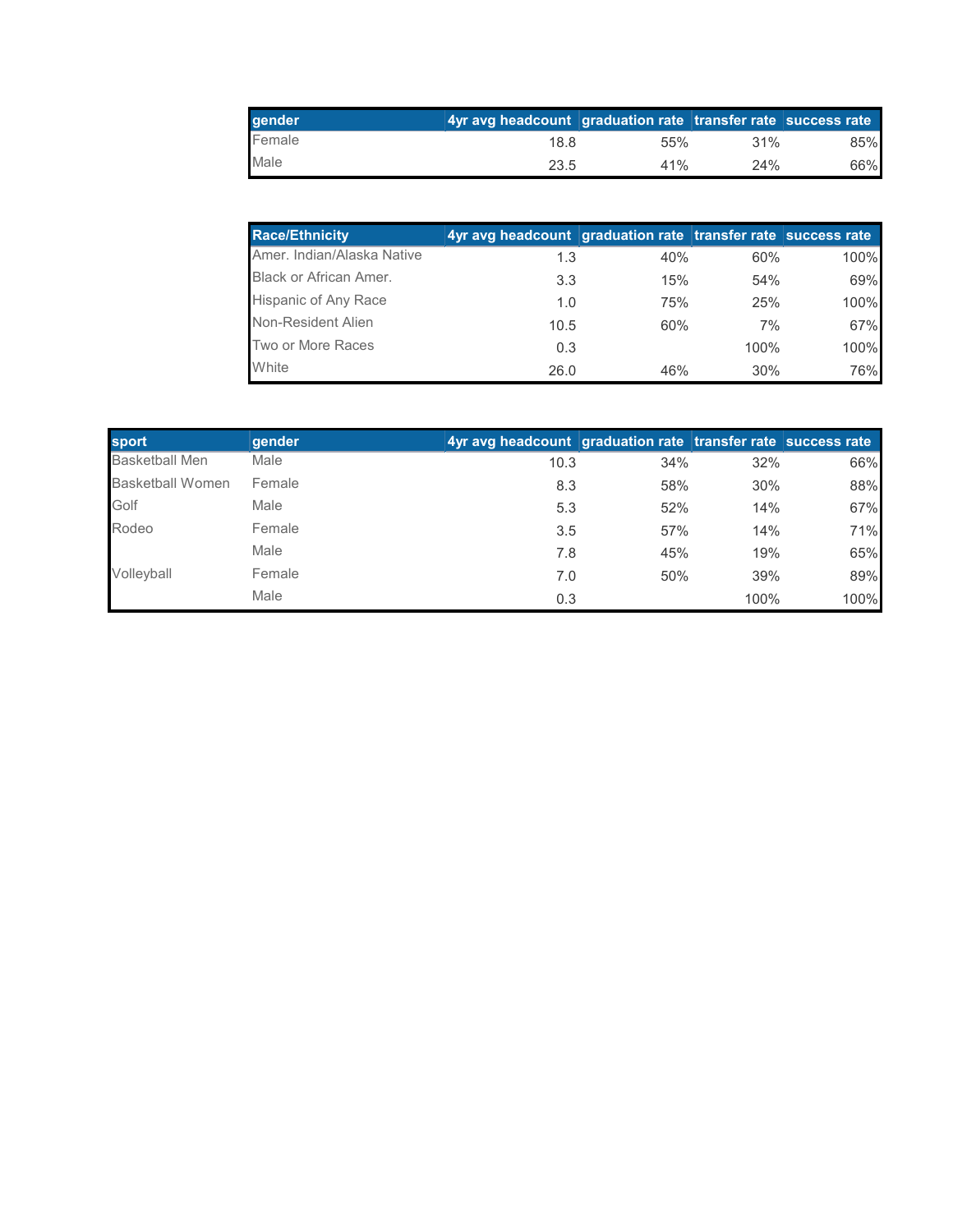| gender | 4yr avg headcount | graduation rate | transfer rate | success rate |
| --- | --- | --- | --- | --- |
| Female | 18.8 | 55% | 31% | 85% |
| Male | 23.5 | 41% | 24% | 66% |

| Race/Ethnicity | 4yr avg headcount | graduation rate | transfer rate | success rate |
| --- | --- | --- | --- | --- |
| Amer. Indian/Alaska Native | 1.3 | 40% | 60% | 100% |
| Black or African Amer. | 3.3 | 15% | 54% | 69% |
| Hispanic of Any Race | 1.0 | 75% | 25% | 100% |
| Non-Resident Alien | 10.5 | 60% | 7% | 67% |
| Two or More Races | 0.3 | | 100% | 100% |
| White | 26.0 | 46% | 30% | 76% |

| sport | gender | 4yr avg headcount | graduation rate | transfer rate | success rate |
| --- | --- | --- | --- | --- | --- |
| Basketball Men | Male | 10.3 | 34% | 32% | 66% |
| Basketball Women | Female | 8.3 | 58% | 30% | 88% |
| Golf | Male | 5.3 | 52% | 14% | 67% |
| Rodeo | Female | 3.5 | 57% | 14% | 71% |
| | Male | 7.8 | 45% | 19% | 65% |
| Volleyball | Female | 7.0 | 50% | 39% | 89% |
| | Male | 0.3 | | 100% | 100% |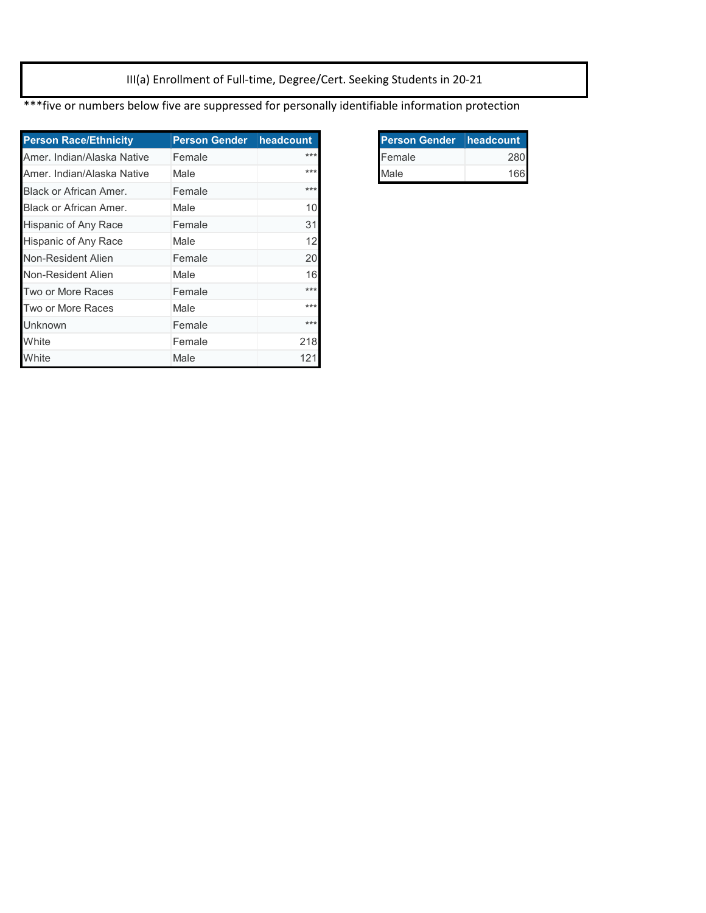# III(a) Enrollment of Full-time, Degree/Cert. Seeking Students in 20-21

***five or numbers below five are suppressed for personally identifiable information protection

| Person Race/Ethnicity | Person Gender | headcount |
|---|---|---|
| Amer. Indian/Alaska Native | Female | *** |
| Amer. Indian/Alaska Native | Male | *** |
| Black or African Amer. | Female | *** |
| Black or African Amer. | Male | 10 |
| Hispanic of Any Race | Female | 31 |
| Hispanic of Any Race | Male | 12 |
| Non-Resident Alien | Female | 20 |
| Non-Resident Alien | Male | 16 |
| Two or More Races | Female | *** |
| Two or More Races | Male | *** |
| Unknown | Female | *** |
| White | Female | 218 |
| White | Male | 121 |

| Person Gender | headcount |
|---|---|
| Female | 280 |
| Male | 166 |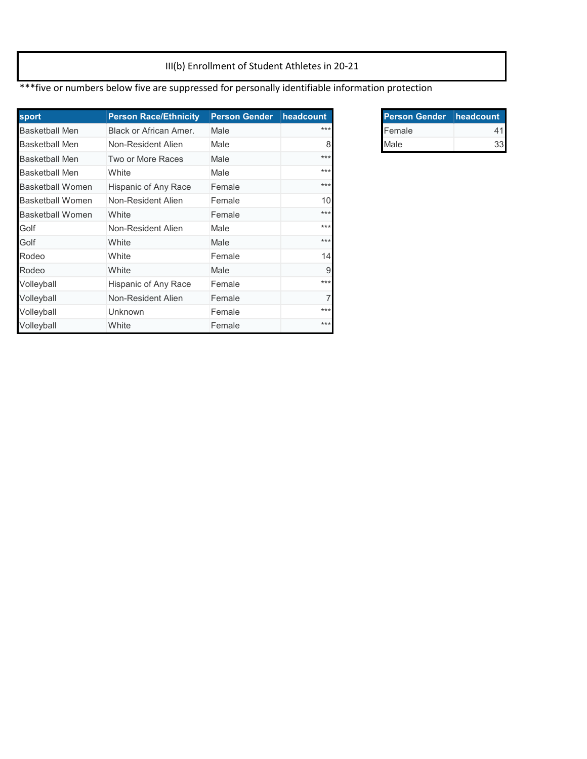# III(b) Enrollment of Student Athletes in 20-21

***five or numbers below five are suppressed for personally identifiable information protection

| sport | Person Race/Ethnicity | Person Gender | headcount |
|---|---|---|---|
| Basketball Men | Black or African Amer. | Male | *** |
| Basketball Men | Non-Resident Alien | Male | 8 |
| Basketball Men | Two or More Races | Male | *** |
| Basketball Men | White | Male | *** |
| Basketball Women | Hispanic of Any Race | Female | *** |
| Basketball Women | Non-Resident Alien | Female | 10 |
| Basketball Women | White | Female | *** |
| Golf | Non-Resident Alien | Male | *** |
| Golf | White | Male | *** |
| Rodeo | White | Female | 14 |
| Rodeo | White | Male | 9 |
| Volleyball | Hispanic of Any Race | Female | *** |
| Volleyball | Non-Resident Alien | Female | 7 |
| Volleyball | Unknown | Female | *** |
| Volleyball | White | Female | *** |

| Person Gender | headcount |
|---|---|
| Female | 41 |
| Male | 33 |